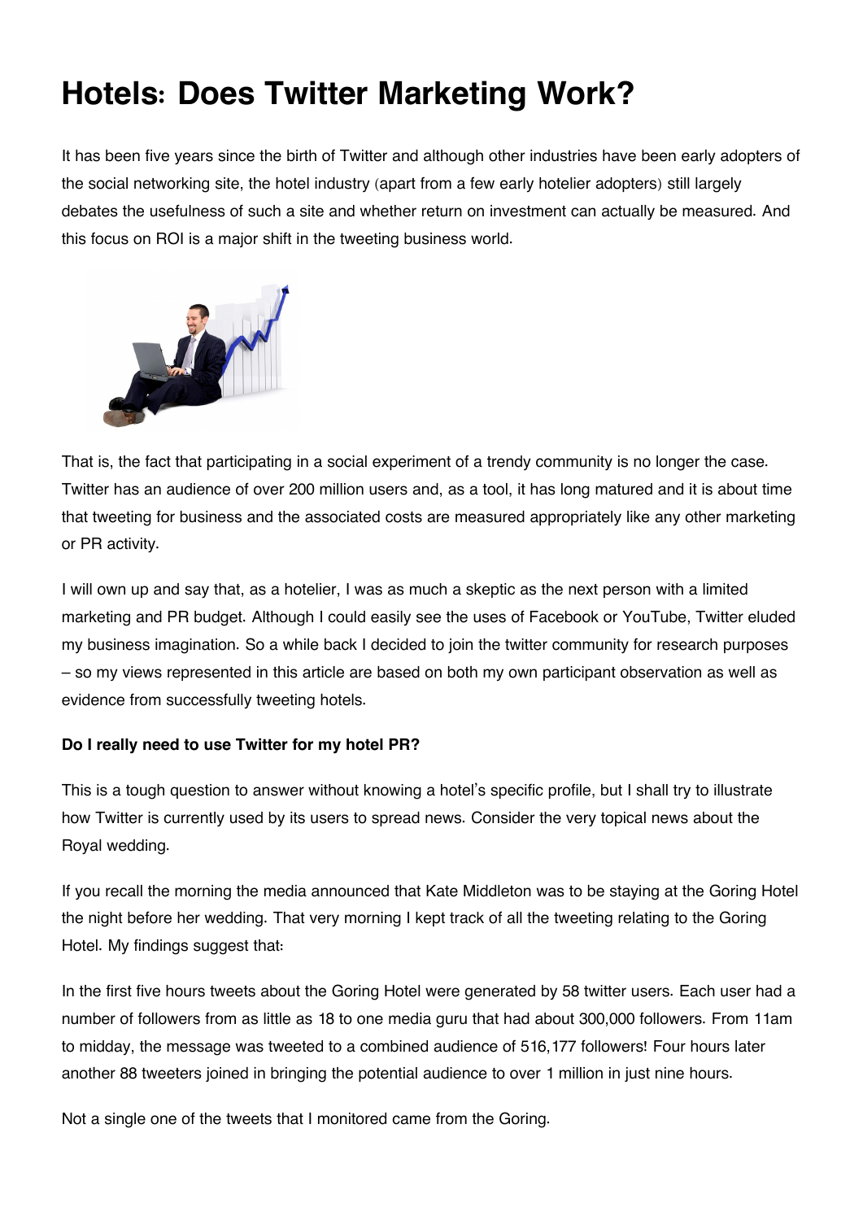# Hotels: Does Twitter Marketing Work?

It has been five years since the birth of Twitter and although other industries have been early adopters of the social networking site, the hotel industry (apart from a few early hotelier adopters) still largely debates the usefulness of such a site and whether return on investment can actually be measured. And this focus on ROI is a major shift in the tweeting business world.

That is, the fact that participating in a social experiment of a trendy community is no longer the case. Twitter has an audience of over 200 million users and, as a tool, it has long matured and it is about time that tweeting for business and the associated costs are measured appropriately like any other marketing or PR activity.

I will own up and say that, as a hotelier, I was as much a skeptic as the next person with a limited marketing and PR budget. Although I could easily see the uses of Facebook or YouTube, Twitter eluded my business imagination. So a while back I decided to join the twitter community for research purposes – so my views represented in this article are based on both my own participant observation as well as evidence from successfully tweeting hotels.

**Do I really need to use Twitter for my hotel PR?**

This is a tough question to answer without knowing a hotel's specific profile, but I shall try to illustrate how Twitter is currently used by its users to spread news. Consider the very topical news about the Royal wedding.

If you recall the morning the media announced that Kate Middleton was to be staying at the Goring Hotel the night before her wedding. That very morning I kept track of all the tweeting relating to the Goring Hotel. My findings suggest that:

In the first five hours tweets about the Goring Hotel were generated by 58 twitter users. Each user had a number of followers from as little as 18 to one media guru that had about 300,000 followers. From 11am to midday, the message was tweeted to a combined audience of 516,177 followers! Four hours later another 88 tweeters joined in bringing the potential audience to over 1 million in just nine hours.

Not a single one of the tweets that I monitored came from the Goring.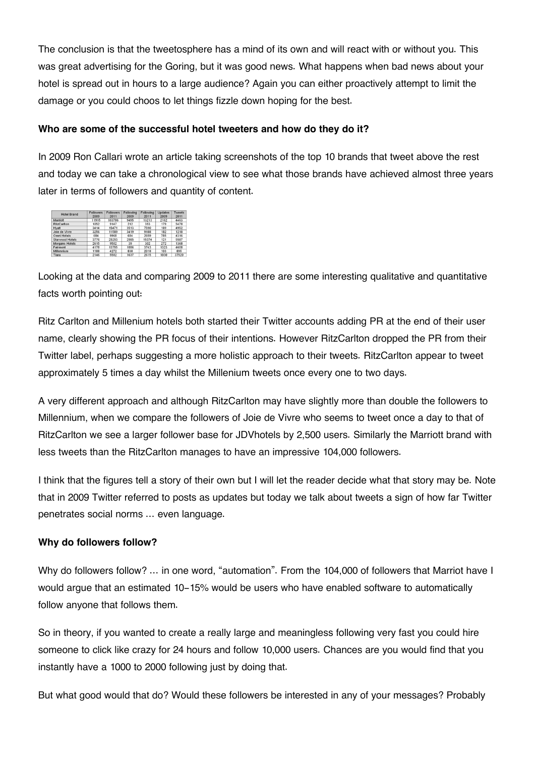The conclusion is that the tweetosphere has a mind of its own and will react with or without you. This was great advertising for the Goring, but it was good news. What happens when bad news about your hotel is spread out in hours to a large audience? Again you can either proactively attempt to limit the damage or you could choos to let things fizzle down hoping for the best.

**Who are some of the successful hotel tweeters and how do they do it?**

In 2009 Ron Callari wrote an article taking screenshots of the top 10 brands that tweet above the rest and today we can take a chronological view to see what those brands have achieved almost three years later in terms of followers and quantity of content.

| Hotel Brand | Followers 2009 | Followers 2011 | Following 2009 | Following 2011 | Updates 2009 | Tweets 2011 |
|---|---|---|---|---|---|---|
| Marriott | 11915 | 103786 | 9495 | 13213 | 2162 | 4463 |
| RitzCarlton | 1052 | 9447 | 212 | 353 | 179 | 5478 |
| Hyatt | 3414 | 15471 | 3513 | 7590 | 189 | 4952 |
| Joie de Vivre | 3256 | 11589 | 3419 | 9188 | 182 | 1218 |
| Omni Hotels | 684 | 9968 | 684 | 2659 | 785 | 4316 |
| Starwood Hotels | 3776 | 25253 | 2985 | 15374 | 121 | 5587 |
| Morgans Hotels | 2615 | 9502 | 39 | 302 | 272 | 1368 |
| Fairmont | 4178 | 11755 | 1886 | 3743 | 1323 | 4608 |
| Millennium | 1188 | 4272 | 838 | 2018 | 103 | 895 |
| Tiara | 2146 | 5582 | 1637 | 2615 | 1030 | 37520 |

Looking at the data and comparing 2009 to 2011 there are some interesting qualitative and quantitative facts worth pointing out:

Ritz Carlton and Millenium hotels both started their Twitter accounts adding PR at the end of their user name, clearly showing the PR focus of their intentions. However RitzCarlton dropped the PR from their Twitter label, perhaps suggesting a more holistic approach to their tweets. RitzCarlton appear to tweet approximately 5 times a day whilst the Millenium tweets once every one to two days.

A very different approach and although RitzCarlton may have slightly more than double the followers to Millennium, when we compare the followers of Joie de Vivre who seems to tweet once a day to that of RitzCarlton we see a larger follower base for JDVhotels by 2,500 users. Similarly the Marriott brand with less tweets than the RitzCarlton manages to have an impressive 104,000 followers.

I think that the figures tell a story of their own but I will let the reader decide what that story may be. Note that in 2009 Twitter referred to posts as updates but today we talk about tweets a sign of how far Twitter penetrates social norms … even language.

**Why do followers follow?**

Why do followers follow? … in one word, "automation". From the 104,000 of followers that Marriot have I would argue that an estimated 10–15% would be users who have enabled software to automatically follow anyone that follows them.

So in theory, if you wanted to create a really large and meaningless following very fast you could hire someone to click like crazy for 24 hours and follow 10,000 users. Chances are you would find that you instantly have a 1000 to 2000 following just by doing that.

But what good would that do? Would these followers be interested in any of your messages? Probably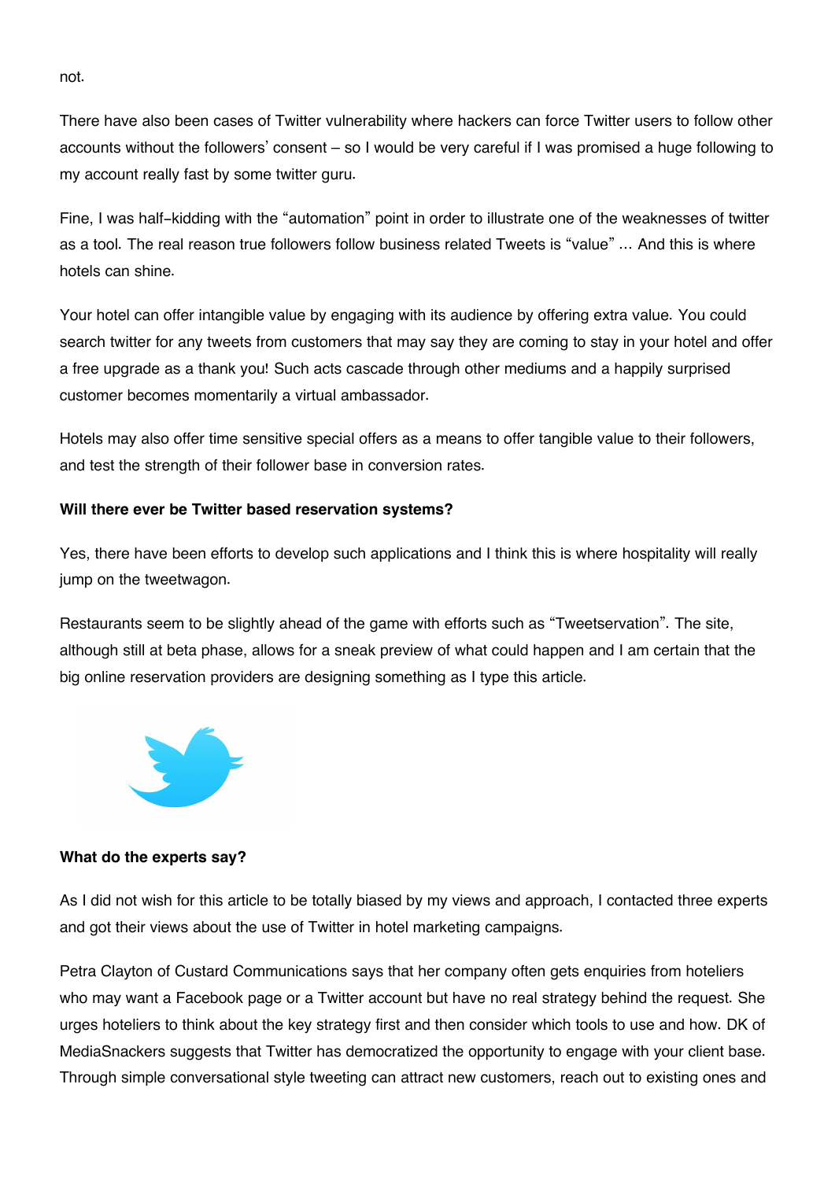not.

There have also been cases of Twitter vulnerability where hackers can force Twitter users to follow other accounts without the followers' consent – so I would be very careful if I was promised a huge following to my account really fast by some twitter guru.

Fine, I was half-kidding with the "automation" point in order to illustrate one of the weaknesses of twitter as a tool. The real reason true followers follow business related Tweets is "value" … And this is where hotels can shine.

Your hotel can offer intangible value by engaging with its audience by offering extra value. You could search twitter for any tweets from customers that may say they are coming to stay in your hotel and offer a free upgrade as a thank you! Such acts cascade through other mediums and a happily surprised customer becomes momentarily a virtual ambassador.

Hotels may also offer time sensitive special offers as a means to offer tangible value to their followers, and test the strength of their follower base in conversion rates.

**Will there ever be Twitter based reservation systems?**

Yes, there have been efforts to develop such applications and I think this is where hospitality will really jump on the tweetwagon.

Restaurants seem to be slightly ahead of the game with efforts such as "Tweetservation". The site, although still at beta phase, allows for a sneak preview of what could happen and I am certain that the big online reservation providers are designing something as I type this article.

**What do the experts say?**

As I did not wish for this article to be totally biased by my views and approach, I contacted three experts and got their views about the use of Twitter in hotel marketing campaigns.

Petra Clayton of Custard Communications says that her company often gets enquiries from hoteliers who may want a Facebook page or a Twitter account but have no real strategy behind the request. She urges hoteliers to think about the key strategy first and then consider which tools to use and how. DK of MediaSnackers suggests that Twitter has democratized the opportunity to engage with your client base. Through simple conversational style tweeting can attract new customers, reach out to existing ones and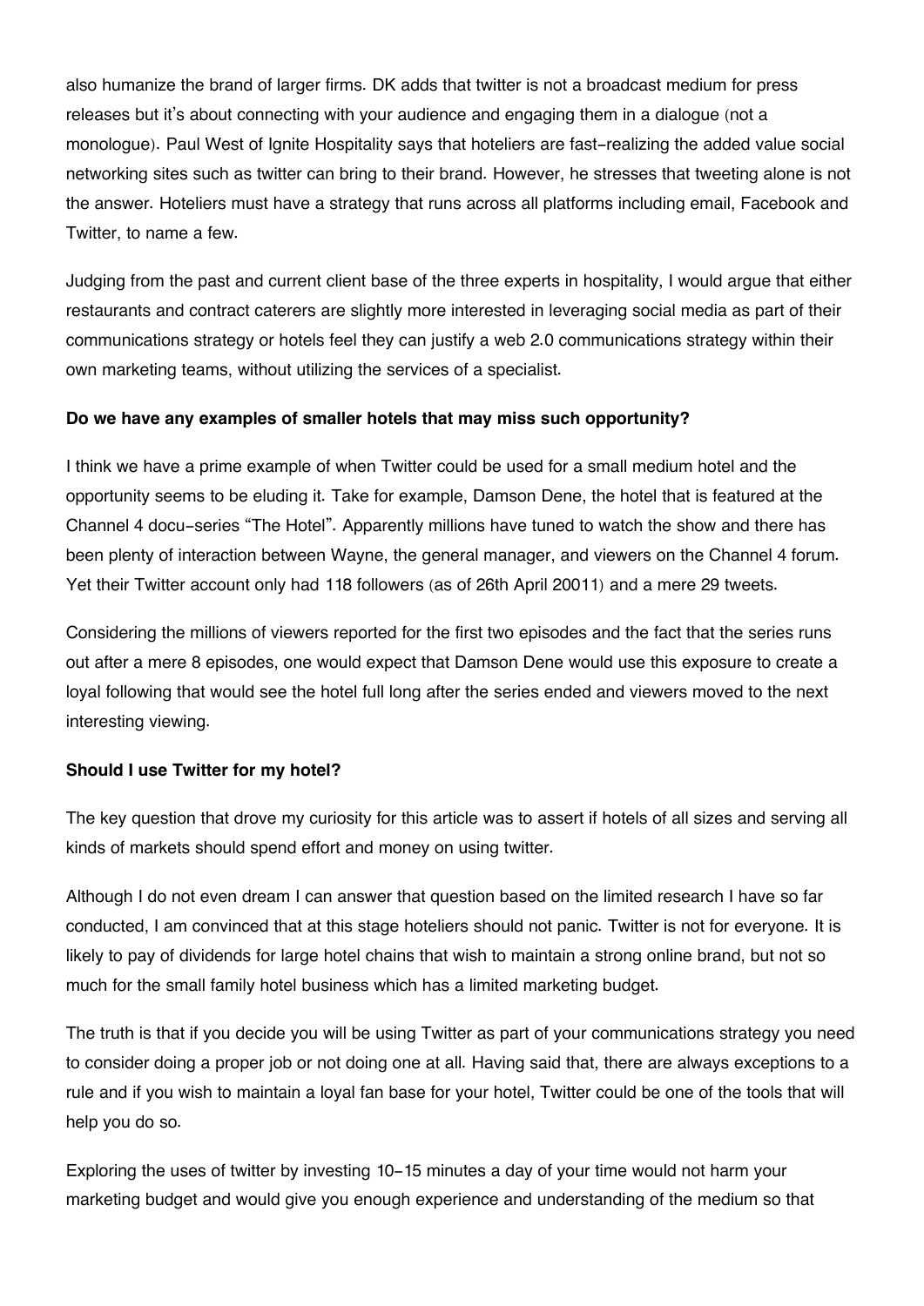also humanize the brand of larger firms. DK adds that twitter is not a broadcast medium for press releases but it's about connecting with your audience and engaging them in a dialogue (not a monologue). Paul West of Ignite Hospitality says that hoteliers are fast-realizing the added value social networking sites such as twitter can bring to their brand. However, he stresses that tweeting alone is not the answer. Hoteliers must have a strategy that runs across all platforms including email, Facebook and Twitter, to name a few.

Judging from the past and current client base of the three experts in hospitality, I would argue that either restaurants and contract caterers are slightly more interested in leveraging social media as part of their communications strategy or hotels feel they can justify a web 2.0 communications strategy within their own marketing teams, without utilizing the services of a specialist.

**Do we have any examples of smaller hotels that may miss such opportunity?**

I think we have a prime example of when Twitter could be used for a small medium hotel and the opportunity seems to be eluding it. Take for example, Damson Dene, the hotel that is featured at the Channel 4 docu-series "The Hotel". Apparently millions have tuned to watch the show and there has been plenty of interaction between Wayne, the general manager, and viewers on the Channel 4 forum. Yet their Twitter account only had 118 followers (as of 26th April 20011) and a mere 29 tweets.

Considering the millions of viewers reported for the first two episodes and the fact that the series runs out after a mere 8 episodes, one would expect that Damson Dene would use this exposure to create a loyal following that would see the hotel full long after the series ended and viewers moved to the next interesting viewing.

**Should I use Twitter for my hotel?**

The key question that drove my curiosity for this article was to assert if hotels of all sizes and serving all kinds of markets should spend effort and money on using twitter.

Although I do not even dream I can answer that question based on the limited research I have so far conducted, I am convinced that at this stage hoteliers should not panic. Twitter is not for everyone. It is likely to pay of dividends for large hotel chains that wish to maintain a strong online brand, but not so much for the small family hotel business which has a limited marketing budget.

The truth is that if you decide you will be using Twitter as part of your communications strategy you need to consider doing a proper job or not doing one at all. Having said that, there are always exceptions to a rule and if you wish to maintain a loyal fan base for your hotel, Twitter could be one of the tools that will help you do so.

Exploring the uses of twitter by investing 10-15 minutes a day of your time would not harm your marketing budget and would give you enough experience and understanding of the medium so that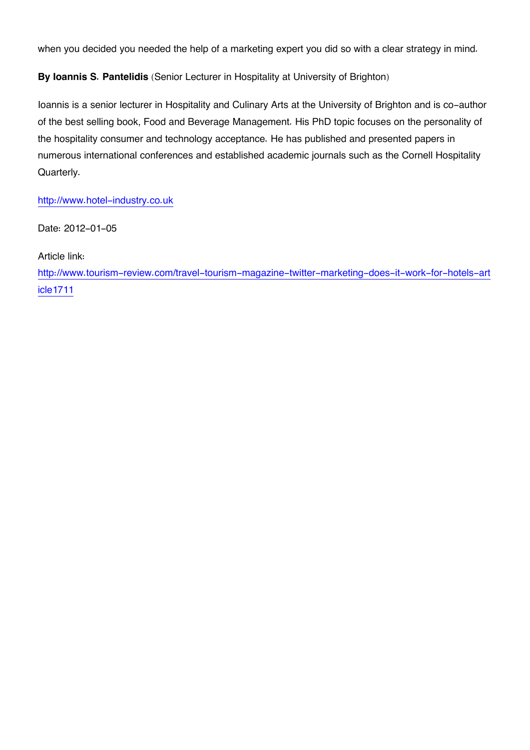when you decided you needed the help of a marketing expert you did so with a clear strategy in mind.

**By Ioannis S. Pantelidis** (Senior Lecturer in Hospitality at University of Brighton)

Ioannis is a senior lecturer in Hospitality and Culinary Arts at the University of Brighton and is co-author of the best selling book, Food and Beverage Management. His PhD topic focuses on the personality of the hospitality consumer and technology acceptance. He has published and presented papers in numerous international conferences and established academic journals such as the Cornell Hospitality Quarterly.

http://www.hotel-industry.co.uk

Date: 2012-01-05

Article link:
http://www.tourism-review.com/travel-tourism-magazine-twitter-marketing-does-it-work-for-hotels-article1711